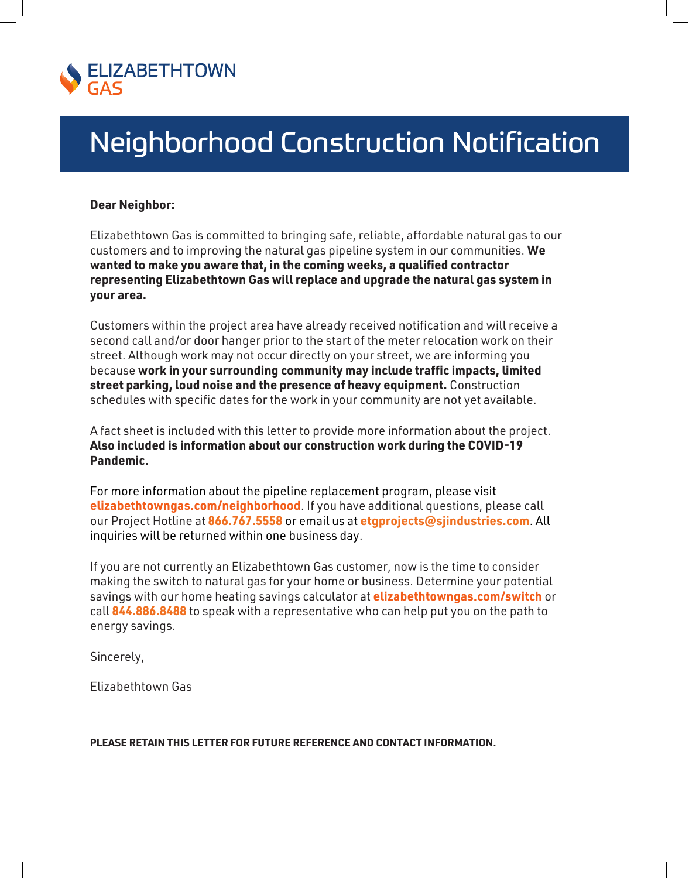ELIZABETHTOWN GAS

# Neighborhood Construction Notification

**Dear Neighbor:**

Elizabethtown Gas is committed to bringing safe, reliable, affordable natural gas to our customers and to improving the natural gas pipeline system in our communities. **We wanted to make you aware that, in the coming weeks, a qualified contractor representing Elizabethtown Gas will replace and upgrade the natural gas system in your area.**

Customers within the project area have already received notification and will receive a second call and/or door hanger prior to the start of the meter relocation work on their street. Although work may not occur directly on your street, we are informing you because **work in your surrounding community may include traffic impacts, limited street parking, loud noise and the presence of heavy equipment.** Construction schedules with specific dates for the work in your community are not yet available.

A fact sheet is included with this letter to provide more information about the project. **Also included is information about our construction work during the COVID-19 Pandemic.**

For more information about the pipeline replacement program, please visit **elizabethtowngas.com/neighborhood**. If you have additional questions, please call our Project Hotline at **866.767.5558** or email us at **etgprojects@sjindustries.com**. All inquiries will be returned within one business day.

If you are not currently an Elizabethtown Gas customer, now is the time to consider making the switch to natural gas for your home or business. Determine your potential savings with our home heating savings calculator at **elizabethtowngas.com/switch** or call **844.886.8488** to speak with a representative who can help put you on the path to energy savings.

Sincerely,

Elizabethtown Gas

**PLEASE RETAIN THIS LETTER FOR FUTURE REFERENCE AND CONTACT INFORMATION.**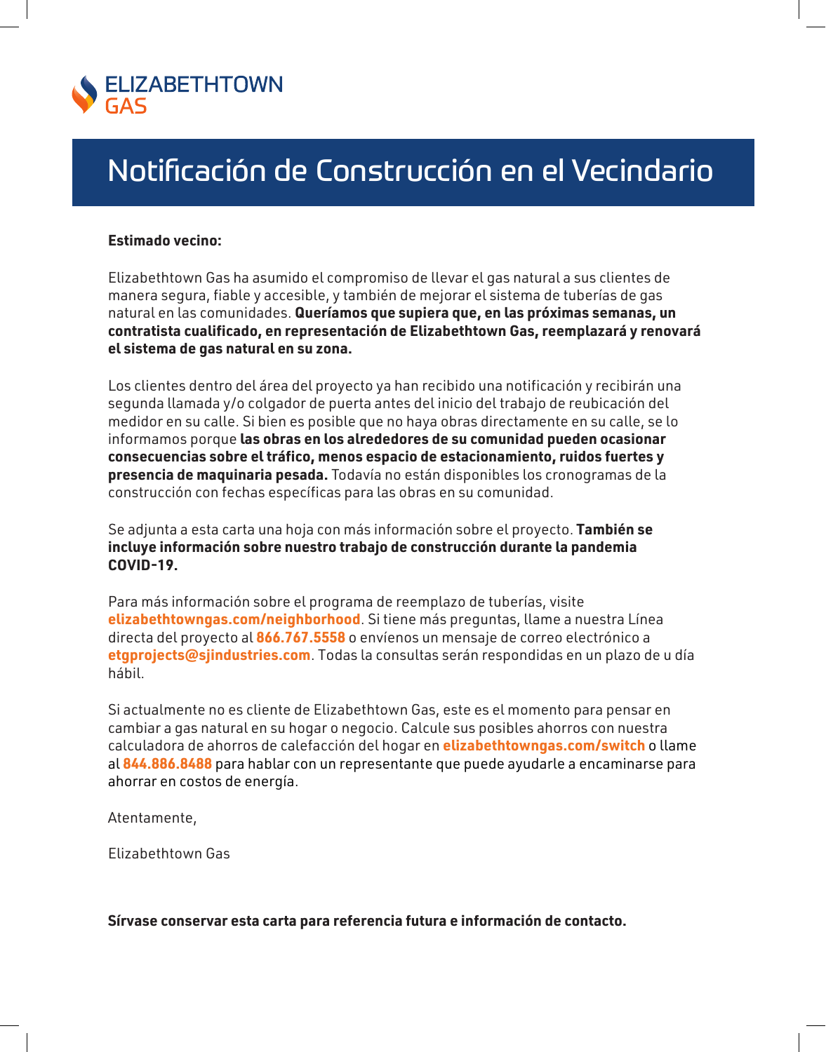ELIZABETHTOWN GAS

# Notificación de Construcción en el Vecindario

**Estimado vecino:**

Elizabethtown Gas ha asumido el compromiso de llevar el gas natural a sus clientes de manera segura, fiable y accesible, y también de mejorar el sistema de tuberías de gas natural en las comunidades. **Queríamos que supiera que, en las próximas semanas, un contratista cualificado, en representación de Elizabethtown Gas, reemplazará y renovará el sistema de gas natural en su zona.**

Los clientes dentro del área del proyecto ya han recibido una notificación y recibirán una segunda llamada y/o colgador de puerta antes del inicio del trabajo de reubicación del medidor en su calle. Si bien es posible que no haya obras directamente en su calle, se lo informamos porque **las obras en los alrededores de su comunidad pueden ocasionar consecuencias sobre el tráfico, menos espacio de estacionamiento, ruidos fuertes y presencia de maquinaria pesada.** Todavía no están disponibles los cronogramas de la construcción con fechas específicas para las obras en su comunidad.

Se adjunta a esta carta una hoja con más información sobre el proyecto. **También se incluye información sobre nuestro trabajo de construcción durante la pandemia COVID-19.**

Para más información sobre el programa de reemplazo de tuberías, visite **elizabethtowngas.com/neighborhood**. Si tiene más preguntas, llame a nuestra Línea directa del proyecto al **866.767.5558** o envíenos un mensaje de correo electrónico a **etgprojects@sjindustries.com**. Todas la consultas serán respondidas en un plazo de u día hábil.

Si actualmente no es cliente de Elizabethtown Gas, este es el momento para pensar en cambiar a gas natural en su hogar o negocio. Calcule sus posibles ahorros con nuestra calculadora de ahorros de calefacción del hogar en **elizabethtowngas.com/switch** o llame al **844.886.8488** para hablar con un representante que puede ayudarle a encaminarse para ahorrar en costos de energía.

Atentamente,

Elizabethtown Gas

**Sírvase conservar esta carta para referencia futura e información de contacto.**